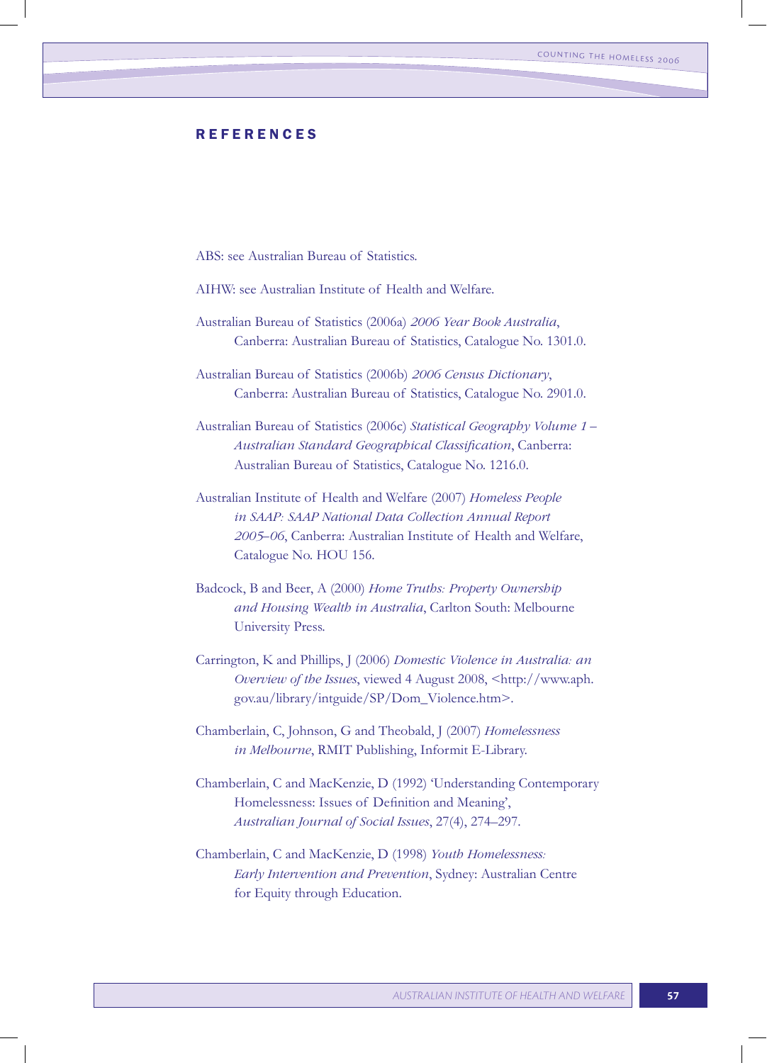## REFERENCES

ABS: see Australian Bureau of Statistics.

AIHW: see Australian Institute of Health and Welfare.

Australian Bureau of Statistics (2006a) *2006 Year Book Australia*, Canberra: Australian Bureau of Statistics, Catalogue No. 1301.0.

Australian Bureau of Statistics (2006b) *2006 Census Dictionary*, Canberra: Australian Bureau of Statistics, Catalogue No. 2901.0.

Australian Bureau of Statistics (2006c) *Statistical Geography Volume 1 – Australian Standard Geographical Classification*, Canberra: Australian Bureau of Statistics, Catalogue No. 1216.0.

Australian Institute of Health and Welfare (2007) *Homeless People in SAAP: SAAP National Data Collection Annual Report 2005–06*, Canberra: Australian Institute of Health and Welfare, Catalogue No. HOU 156.

Badcock, B and Beer, A (2000) *Home Truths: Property Ownership and Housing Wealth in Australia*, Carlton South: Melbourne University Press.

Carrington, K and Phillips, J (2006) *Domestic Violence in Australia: an Overview of the Issues*, viewed 4 August 2008, <http://www.aph.gov.au/library/intguide/SP/Dom_Violence.htm>.

Chamberlain, C, Johnson, G and Theobald, J (2007) *Homelessness in Melbourne*, RMIT Publishing, Informit E-Library.

Chamberlain, C and MacKenzie, D (1992) 'Understanding Contemporary Homelessness: Issues of Definition and Meaning', *Australian Journal of Social Issues*, 27(4), 274–297.

Chamberlain, C and MacKenzie, D (1998) *Youth Homelessness: Early Intervention and Prevention*, Sydney: Australian Centre for Equity through Education.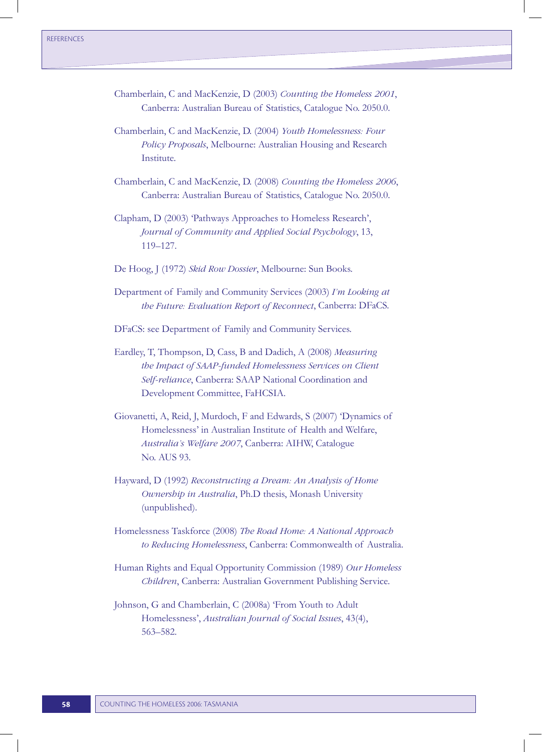Chamberlain, C and MacKenzie, D (2003) *Counting the Homeless 2001*, Canberra: Australian Bureau of Statistics, Catalogue No. 2050.0.

Chamberlain, C and MacKenzie, D. (2004) *Youth Homelessness: Four Policy Proposals*, Melbourne: Australian Housing and Research Institute.

Chamberlain, C and MacKenzie, D. (2008) *Counting the Homeless 2006*, Canberra: Australian Bureau of Statistics, Catalogue No. 2050.0.

Clapham, D (2003) 'Pathways Approaches to Homeless Research', *Journal of Community and Applied Social Psychology*, 13, 119–127.

De Hoog, J (1972) *Skid Row Dossier*, Melbourne: Sun Books.

Department of Family and Community Services (2003) *I'm Looking at the Future: Evaluation Report of Reconnect*, Canberra: DFaCS.

DFaCS: see Department of Family and Community Services.

Eardley, T, Thompson, D, Cass, B and Dadich, A (2008) *Measuring the Impact of SAAP-funded Homelessness Services on Client Self-reliance*, Canberra: SAAP National Coordination and Development Committee, FaHCSIA.

Giovanetti, A, Reid, J, Murdoch, F and Edwards, S (2007) 'Dynamics of Homelessness' in Australian Institute of Health and Welfare, *Australia's Welfare 2007*, Canberra: AIHW, Catalogue No. AUS 93.

Hayward, D (1992) *Reconstructing a Dream: An Analysis of Home Ownership in Australia*, Ph.D thesis, Monash University (unpublished).

Homelessness Taskforce (2008) *The Road Home: A National Approach to Reducing Homelessness*, Canberra: Commonwealth of Australia.

Human Rights and Equal Opportunity Commission (1989) *Our Homeless Children*, Canberra: Australian Government Publishing Service.

Johnson, G and Chamberlain, C (2008a) 'From Youth to Adult Homelessness', *Australian Journal of Social Issues*, 43(4), 563–582.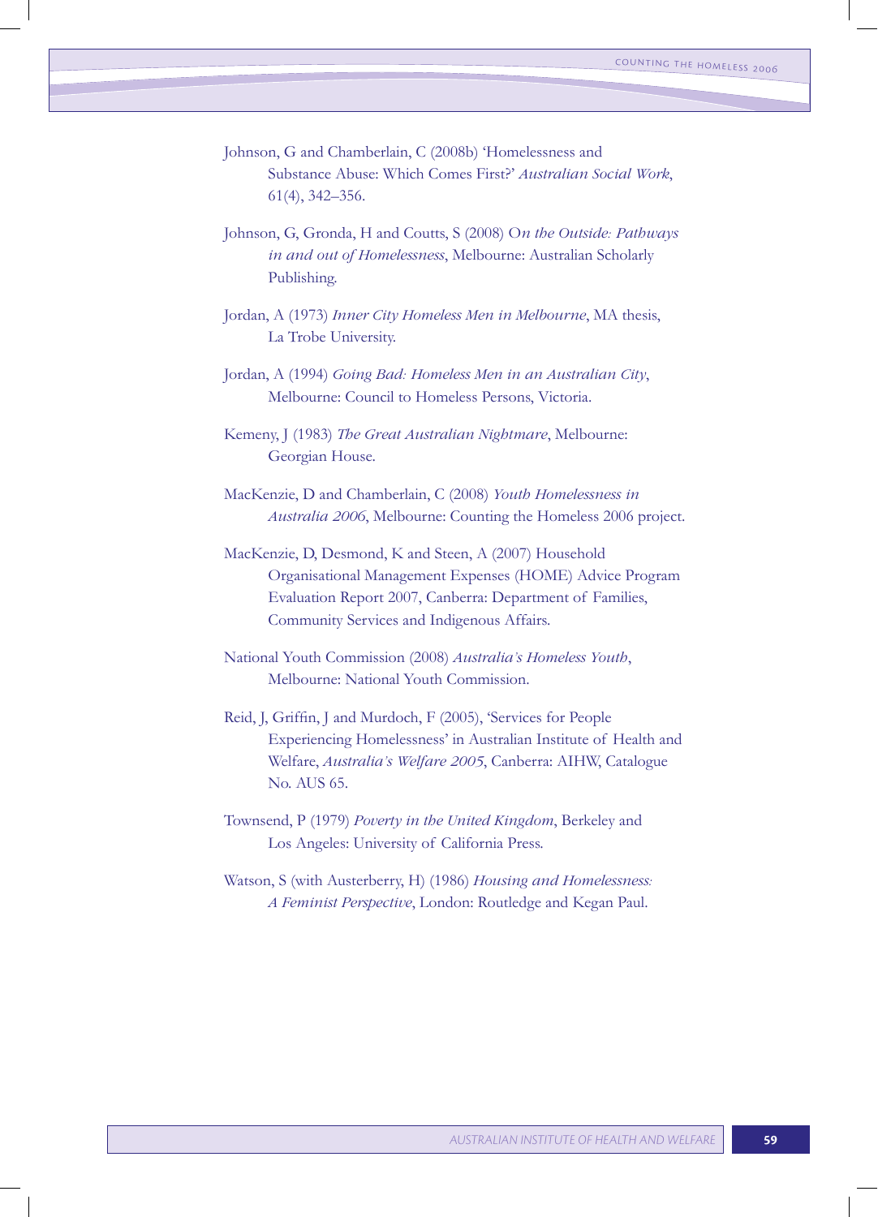Johnson, G and Chamberlain, C (2008b) 'Homelessness and Substance Abuse: Which Comes First?' *Australian Social Work*, 61(4), 342–356.

Johnson, G, Gronda, H and Coutts, S (2008) *On the Outside: Pathways in and out of Homelessness*, Melbourne: Australian Scholarly Publishing.

Jordan, A (1973) *Inner City Homeless Men in Melbourne*, MA thesis, La Trobe University.

Jordan, A (1994) *Going Bad: Homeless Men in an Australian City*, Melbourne: Council to Homeless Persons, Victoria.

Kemeny, J (1983) *The Great Australian Nightmare*, Melbourne: Georgian House.

MacKenzie, D and Chamberlain, C (2008) *Youth Homelessness in Australia 2006*, Melbourne: Counting the Homeless 2006 project.

MacKenzie, D, Desmond, K and Steen, A (2007) Household Organisational Management Expenses (HOME) Advice Program Evaluation Report 2007, Canberra: Department of Families, Community Services and Indigenous Affairs.

National Youth Commission (2008) *Australia's Homeless Youth*, Melbourne: National Youth Commission.

Reid, J, Griffin, J and Murdoch, F (2005), 'Services for People Experiencing Homelessness' in Australian Institute of Health and Welfare, *Australia's Welfare 2005*, Canberra: AIHW, Catalogue No. AUS 65.

Townsend, P (1979) *Poverty in the United Kingdom*, Berkeley and Los Angeles: University of California Press.

Watson, S (with Austerberry, H) (1986) *Housing and Homelessness: A Feminist Perspective*, London: Routledge and Kegan Paul.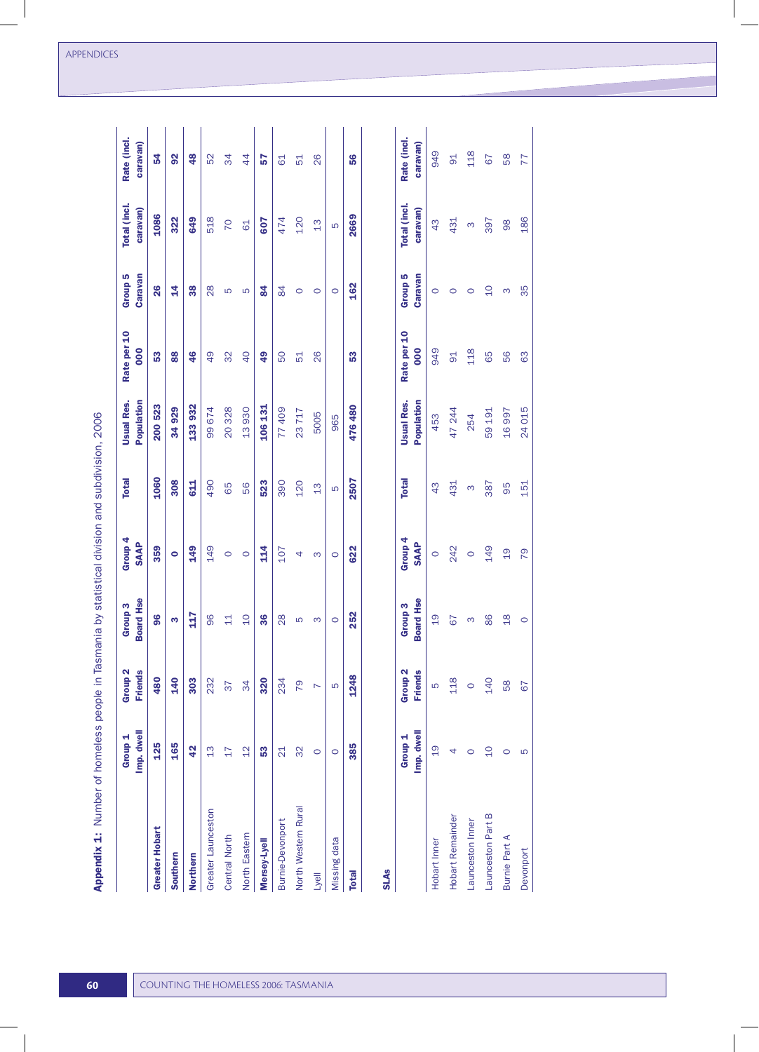**Appendix 1:** Number of homeless people in Tasmania by statistical division and subdivision, 2006

| | Group 1 Imp. dwell | Group 2 Friends | Group 3 Board Hse | Group 4 SAAP | Total | Usual Res. Population | Rate per 10 000 | Group 5 Caravan | Total (incl. caravan) | Rate (incl. caravan) |
|---|---|---|---|---|---|---|---|---|---|---|
| **Greater Hobart** | **125** | **480** | **96** | **359** | **1060** | **200 523** | **53** | **26** | **1086** | **54** |
| **Southern** | **165** | **140** | **3** | **0** | **308** | **34 929** | **88** | **14** | **322** | **92** |
| **Northern** | **42** | **303** | **117** | **149** | **611** | **133 932** | **46** | **38** | **649** | **48** |
| Greater Launceston | 13 | 232 | 96 | 149 | 490 | 99 674 | 49 | 28 | 518 | 52 |
| Central North | 17 | 37 | 11 | 0 | 65 | 20 328 | 32 | 5 | 70 | 34 |
| North Eastern | 12 | 34 | 10 | 0 | 56 | 13 930 | 40 | 5 | 61 | 44 |
| **Mersey-Lyell** | **53** | **320** | **36** | **114** | **523** | **106 131** | **49** | **84** | **607** | **57** |
| Burnie-Devonport | 21 | 234 | 28 | 107 | 390 | 77 409 | 50 | 84 | 474 | 61 |
| North Western Rural | 32 | 79 | 5 | 4 | 120 | 23 717 | 51 | 0 | 120 | 51 |
| Lyell | 0 | 7 | 3 | 3 | 13 | 5005 | 26 | 0 | 13 | 26 |
| Missing data | 0 | 5 | 0 | 0 | 5 | 965 | | 0 | 5 | |
| **Total** | **385** | **1248** | **252** | **622** | **2507** | **476 480** | **53** | **162** | **2669** | **56** |

**SLAs**

| | Group 1 Imp. dwell | Group 2 Friends | Group 3 Board Hse | Group 4 SAAP | Total | Usual Res. Population | Rate per 10 000 | Group 5 Caravan | Total (incl. caravan) | Rate (incl. caravan) |
|---|---|---|---|---|---|---|---|---|---|---|
| Hobart Inner | 19 | 5 | 19 | 0 | 43 | 453 | 949 | 0 | 43 | 949 |
| Hobart Remainder | 4 | 118 | 67 | 242 | 431 | 47 244 | 91 | 0 | 431 | 91 |
| Launceston Inner | 0 | 0 | 3 | 0 | 3 | 254 | 118 | 0 | 3 | 118 |
| Launceston Part B | 10 | 140 | 86 | 149 | 387 | 59 191 | 65 | 10 | 397 | 67 |
| Burnie Part A | 0 | 58 | 18 | 19 | 95 | 16 997 | 56 | 3 | 98 | 58 |
| Devonport | 5 | 67 | 0 | 79 | 151 | 24 015 | 63 | 35 | 186 | 77 |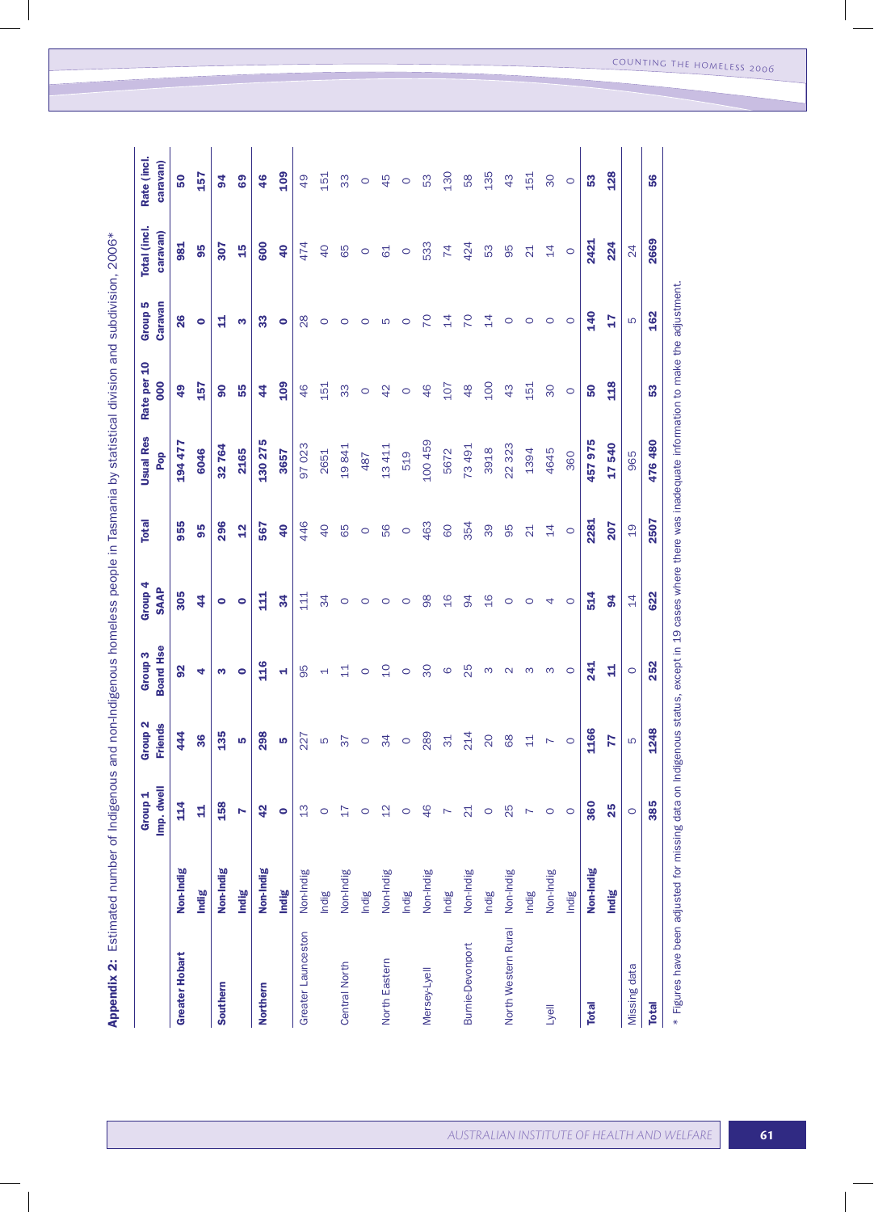**Appendix 2:** Estimated number of Indigenous and non-Indigenous homeless people in Tasmania by statistical division and subdivision, 2006*

| | | Group 1 Imp. dwell | Group 2 Friends | Group 3 Board Hse | Group 4 SAAP | Total | Usual Res Pop | Rate per 10 000 | Group 5 Caravan | Total (incl. caravan) | Rate (incl. caravan) |
|---|---|---|---|---|---|---|---|---|---|---|---|
| **Greater Hobart** | **Non-Indig** | **114** | **444** | **92** | **305** | **955** | **194 477** | **49** | **26** | **981** | **50** |
| | **Indig** | **11** | **36** | **4** | **44** | **95** | **6046** | **157** | **0** | **95** | **157** |
| **Southern** | **Non-Indig** | **158** | **135** | **3** | **0** | **296** | **32 764** | **90** | **11** | **307** | **94** |
| | **Indig** | **7** | **5** | **0** | **0** | **12** | **2165** | **55** | **3** | **15** | **69** |
| **Northern** | **Non-Indig** | **42** | **298** | **116** | **111** | **567** | **130 275** | **44** | **33** | **600** | **46** |
| | **Indig** | **0** | **5** | **1** | **34** | **40** | **3657** | **109** | **0** | **40** | **109** |
| Greater Launceston | Non-Indig | 13 | 227 | 95 | 111 | 446 | 97 023 | 46 | 28 | 474 | 49 |
| | Indig | 0 | 5 | 1 | 34 | 40 | 2651 | 151 | 0 | 40 | 151 |
| Central North | Non-Indig | 17 | 37 | 11 | 0 | 65 | 19 841 | 33 | 0 | 65 | 33 |
| | Indig | 0 | 0 | 0 | 0 | 0 | 487 | 0 | 0 | 0 | 0 |
| North Eastern | Non-Indig | 12 | 34 | 10 | 0 | 56 | 13 411 | 42 | 5 | 61 | 45 |
| | Indig | 0 | 0 | 0 | 0 | 0 | 519 | 0 | 0 | 0 | 0 |
| Mersey-Lyell | Non-Indig | 46 | 289 | 30 | 98 | 463 | 100 459 | 46 | 70 | 533 | 53 |
| | Indig | 7 | 31 | 6 | 16 | 60 | 5672 | 107 | 14 | 74 | 130 |
| Burnie-Devonport | Non-Indig | 21 | 214 | 25 | 94 | 354 | 73 491 | 48 | 70 | 424 | 58 |
| | Indig | 0 | 20 | 3 | 16 | 39 | 3918 | 100 | 14 | 53 | 135 |
| North Western Rural | Non-Indig | 25 | 68 | 2 | 0 | 95 | 22 323 | 43 | 0 | 95 | 43 |
| | Indig | 7 | 11 | 3 | 0 | 21 | 1394 | 151 | 0 | 21 | 151 |
| Lyell | Non-Indig | 0 | 7 | 3 | 4 | 14 | 4645 | 30 | 0 | 14 | 30 |
| | Indig | 0 | 0 | 0 | 0 | 0 | 360 | 0 | 0 | 0 | 0 |
| **Total** | **Non-Indig** | **360** | **1166** | **241** | **514** | **2281** | **457 975** | **50** | **140** | **2421** | **53** |
| | **Indig** | **25** | **77** | **11** | **94** | **207** | **17 540** | **118** | **17** | **224** | **128** |
| Missing data | | 0 | 5 | 0 | 14 | 19 | 965 | | 5 | 24 | |
| **Total** | | **385** | **1248** | **252** | **622** | **2507** | **476 480** | **53** | **162** | **2669** | **56** |

\* Figures have been adjusted for missing data on Indigenous status, except in 19 cases where there was inadequate information to make the adjustment.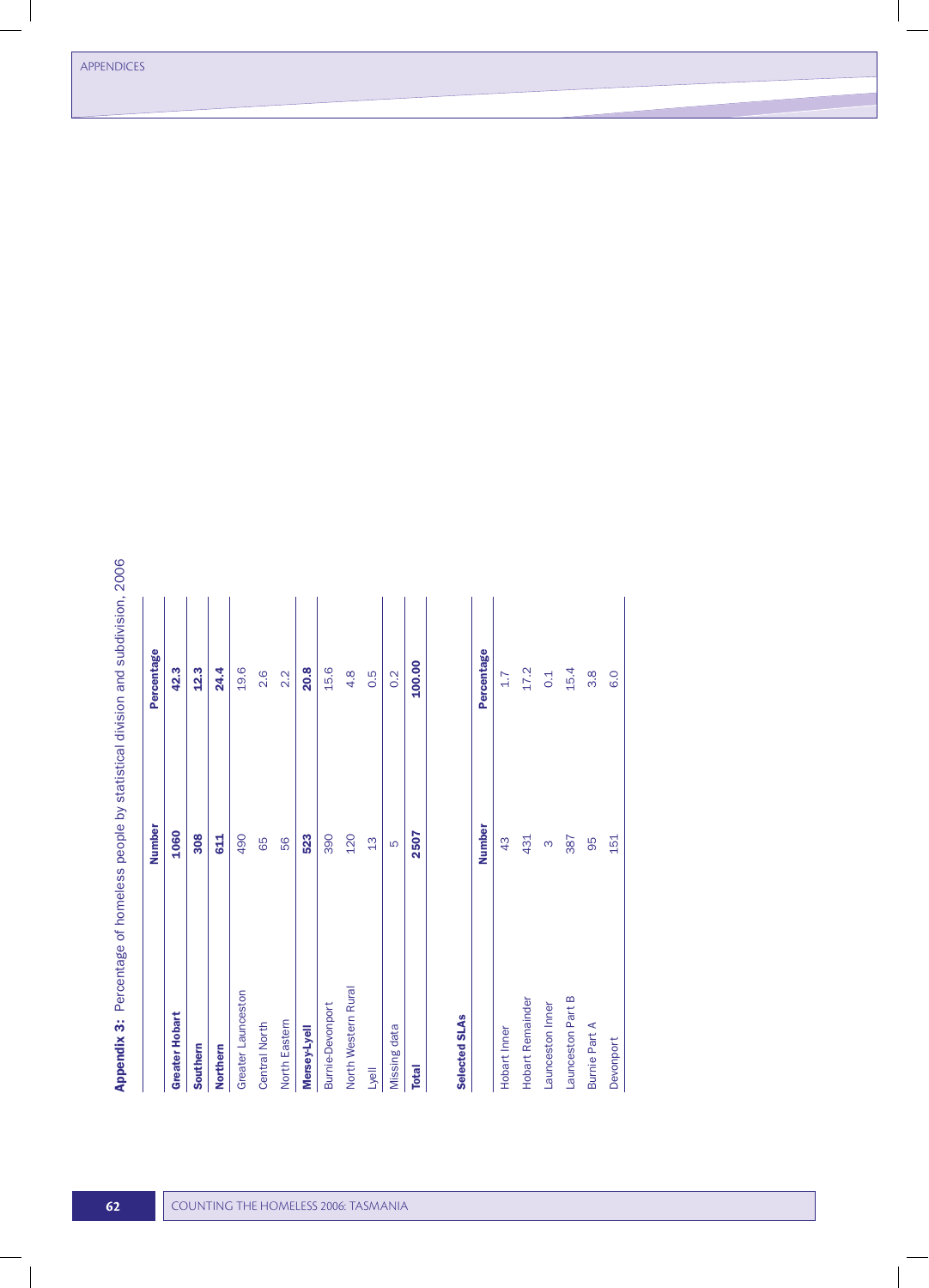## Appendix 3: Percentage of homeless people by statistical division and subdivision, 2006

| | Number | Percentage |
|---|---|---|
| **Greater Hobart** | **1060** | **42.3** |
| **Southern** | **308** | **12.3** |
| **Northern** | **611** | **24.4** |
| Greater Launceston | 490 | 19.6 |
| Central North | 65 | 2.6 |
| North Eastern | 56 | 2.2 |
| **Mersey-Lyell** | **523** | **20.8** |
| Burnie-Devonport | 390 | 15.6 |
| North Western Rural | 120 | 4.8 |
| Lyell | 13 | 0.5 |
| Missing data | 5 | 0.2 |
| **Total** | **2507** | **100.00** |

**Selected SLAs**

| | Number | Percentage |
|---|---|---|
| Hobart Inner | 43 | 1.7 |
| Hobart Remainder | 431 | 17.2 |
| Launceston Inner | 3 | 0.1 |
| Launceston Part B | 387 | 15.4 |
| Burnie Part A | 95 | 3.8 |
| Devonport | 151 | 6.0 |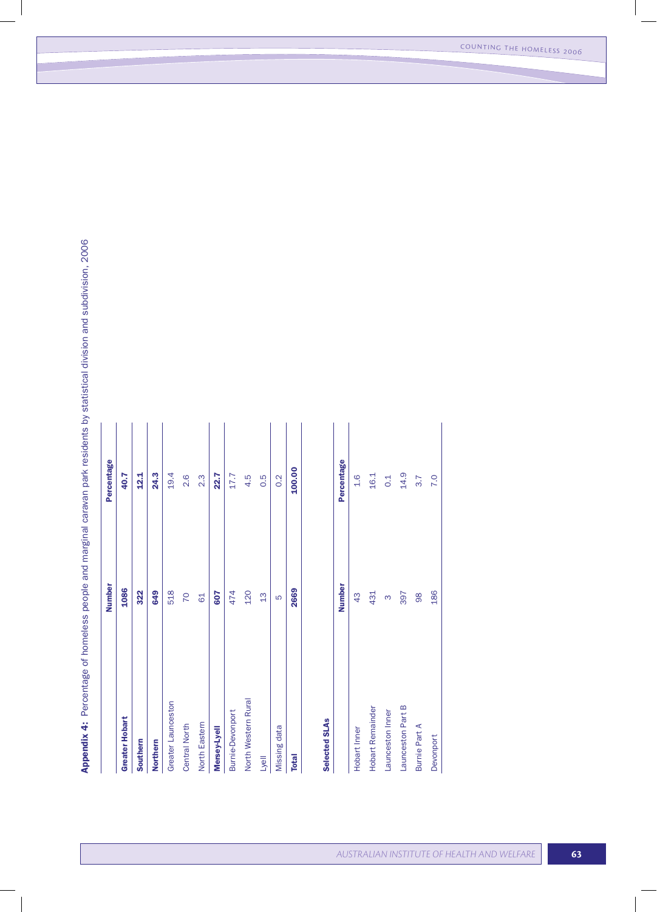**Appendix 4:** Percentage of homeless people and marginal caravan park residents by statistical division and subdivision, 2006

| | Number | Percentage |
|---|---|---|
| **Greater Hobart** | **1086** | **40.7** |
| **Southern** | **322** | **12.1** |
| **Northern** | **649** | **24.3** |
| Greater Launceston | 518 | 19.4 |
| Central North | 70 | 2.6 |
| North Eastern | 61 | 2.3 |
| **Mersey-Lyell** | **607** | **22.7** |
| Burnie-Devonport | 474 | 17.7 |
| North Western Rural | 120 | 4.5 |
| Lyell | 13 | 0.5 |
| Missing data | 5 | 0.2 |
| **Total** | **2669** | **100.00** |

**Selected SLAs**

| | Number | Percentage |
|---|---|---|
| Hobart Inner | 43 | 1.6 |
| Hobart Remainder | 431 | 16.1 |
| Launceston Inner | 3 | 0.1 |
| Launceston Part B | 397 | 14.9 |
| Burnie Part A | 98 | 3.7 |
| Devonport | 186 | 7.0 |